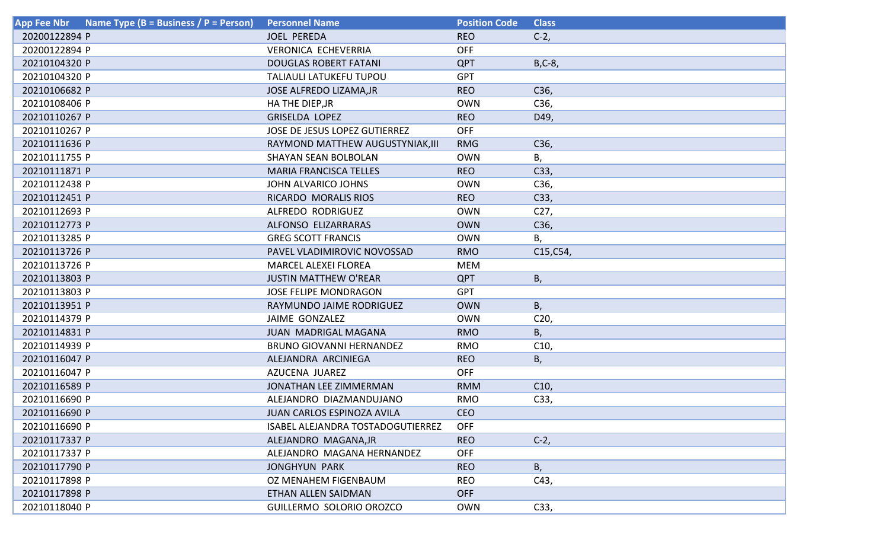| App Fee Nbr | Name Type (B = Business / P = Person) | Personnel Name | Position Code | Class |
|---|---|---|---|---|
| 20200122894 | P | JOEL PEREDA | REO | C-2, |
| 20200122894 | P | VERONICA ECHEVERRIA | OFF | |
| 20210104320 | P | DOUGLAS ROBERT FATANI | QPT | B,C-8, |
| 20210104320 | P | TALIAULI LATUKEFU TUPOU | GPT | |
| 20210106682 | P | JOSE ALFREDO LIZAMA,JR | REO | C36, |
| 20210108406 | P | HA THE DIEP,JR | OWN | C36, |
| 20210110267 | P | GRISELDA LOPEZ | REO | D49, |
| 20210110267 | P | JOSE DE JESUS LOPEZ GUTIERREZ | OFF | |
| 20210111636 | P | RAYMOND MATTHEW AUGUSTYNIAK,III | RMG | C36, |
| 20210111755 | P | SHAYAN SEAN BOLBOLAN | OWN | B, |
| 20210111871 | P | MARIA FRANCISCA TELLES | REO | C33, |
| 20210112438 | P | JOHN ALVARICO JOHNS | OWN | C36, |
| 20210112451 | P | RICARDO MORALIS RIOS | REO | C33, |
| 20210112693 | P | ALFREDO RODRIGUEZ | OWN | C27, |
| 20210112773 | P | ALFONSO ELIZARRARAS | OWN | C36, |
| 20210113285 | P | GREG SCOTT FRANCIS | OWN | B, |
| 20210113726 | P | PAVEL VLADIMIROVIC NOVOSSAD | RMO | C15,C54, |
| 20210113726 | P | MARCEL ALEXEI FLOREA | MEM | |
| 20210113803 | P | JUSTIN MATTHEW O'REAR | QPT | B, |
| 20210113803 | P | JOSE FELIPE MONDRAGON | GPT | |
| 20210113951 | P | RAYMUNDO JAIME RODRIGUEZ | OWN | B, |
| 20210114379 | P | JAIME GONZALEZ | OWN | C20, |
| 20210114831 | P | JUAN MADRIGAL MAGANA | RMO | B, |
| 20210114939 | P | BRUNO GIOVANNI HERNANDEZ | RMO | C10, |
| 20210116047 | P | ALEJANDRA ARCINIEGA | REO | B, |
| 20210116047 | P | AZUCENA JUAREZ | OFF | |
| 20210116589 | P | JONATHAN LEE ZIMMERMAN | RMM | C10, |
| 20210116690 | P | ALEJANDRO DIAZMANDUJANO | RMO | C33, |
| 20210116690 | P | JUAN CARLOS ESPINOZA AVILA | CEO | |
| 20210116690 | P | ISABEL ALEJANDRA TOSTADOGUTIERREZ | OFF | |
| 20210117337 | P | ALEJANDRO MAGANA,JR | REO | C-2, |
| 20210117337 | P | ALEJANDRO MAGANA HERNANDEZ | OFF | |
| 20210117790 | P | JONGHYUN PARK | REO | B, |
| 20210117898 | P | OZ MENAHEM FIGENBAUM | REO | C43, |
| 20210117898 | P | ETHAN ALLEN SAIDMAN | OFF | |
| 20210118040 | P | GUILLERMO SOLORIO OROZCO | OWN | C33, |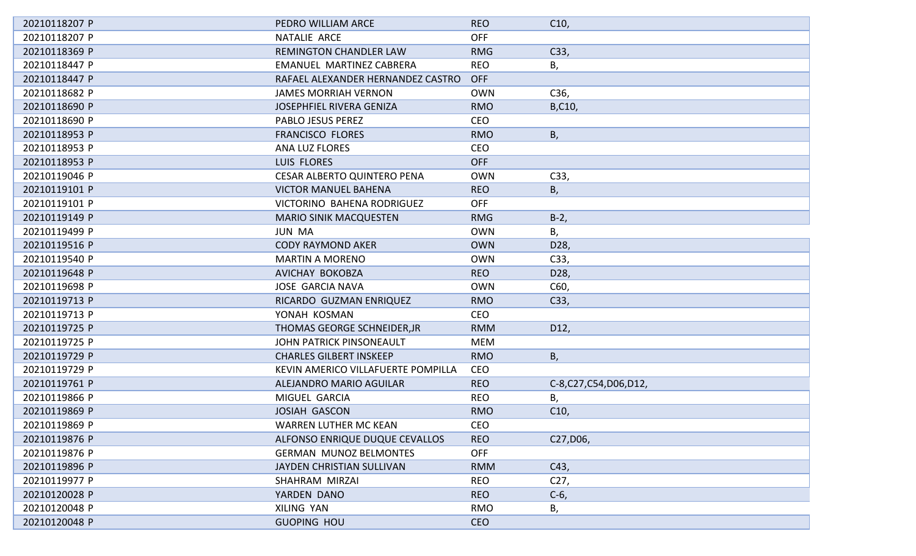| | | | |
|---|---|---|---|
| 20210118207 P | PEDRO WILLIAM ARCE | REO | C10, |
| 20210118207 P | NATALIE ARCE | OFF | |
| 20210118369 P | REMINGTON CHANDLER LAW | RMG | C33, |
| 20210118447 P | EMANUEL MARTINEZ CABRERA | REO | B, |
| 20210118447 P | RAFAEL ALEXANDER HERNANDEZ CASTRO | OFF | |
| 20210118682 P | JAMES MORRIAH VERNON | OWN | C36, |
| 20210118690 P | JOSEPHFIEL RIVERA GENIZA | RMO | B,C10, |
| 20210118690 P | PABLO JESUS PEREZ | CEO | |
| 20210118953 P | FRANCISCO FLORES | RMO | B, |
| 20210118953 P | ANA LUZ FLORES | CEO | |
| 20210118953 P | LUIS FLORES | OFF | |
| 20210119046 P | CESAR ALBERTO QUINTERO PENA | OWN | C33, |
| 20210119101 P | VICTOR MANUEL BAHENA | REO | B, |
| 20210119101 P | VICTORINO BAHENA RODRIGUEZ | OFF | |
| 20210119149 P | MARIO SINIK MACQUESTEN | RMG | B-2, |
| 20210119499 P | JUN MA | OWN | B, |
| 20210119516 P | CODY RAYMOND AKER | OWN | D28, |
| 20210119540 P | MARTIN A MORENO | OWN | C33, |
| 20210119648 P | AVICHAY BOKOBZA | REO | D28, |
| 20210119698 P | JOSE GARCIA NAVA | OWN | C60, |
| 20210119713 P | RICARDO GUZMAN ENRIQUEZ | RMO | C33, |
| 20210119713 P | YONAH KOSMAN | CEO | |
| 20210119725 P | THOMAS GEORGE SCHNEIDER,JR | RMM | D12, |
| 20210119725 P | JOHN PATRICK PINSONEAULT | MEM | |
| 20210119729 P | CHARLES GILBERT INSKEEP | RMO | B, |
| 20210119729 P | KEVIN AMERICO VILLAFUERTE POMPILLA | CEO | |
| 20210119761 P | ALEJANDRO MARIO AGUILAR | REO | C-8,C27,C54,D06,D12, |
| 20210119866 P | MIGUEL GARCIA | REO | B, |
| 20210119869 P | JOSIAH GASCON | RMO | C10, |
| 20210119869 P | WARREN LUTHER MC KEAN | CEO | |
| 20210119876 P | ALFONSO ENRIQUE DUQUE CEVALLOS | REO | C27,D06, |
| 20210119876 P | GERMAN MUNOZ BELMONTES | OFF | |
| 20210119896 P | JAYDEN CHRISTIAN SULLIVAN | RMM | C43, |
| 20210119977 P | SHAHRAM MIRZAI | REO | C27, |
| 20210120028 P | YARDEN DANO | REO | C-6, |
| 20210120048 P | XILING YAN | RMO | B, |
| 20210120048 P | GUOPING HOU | CEO | |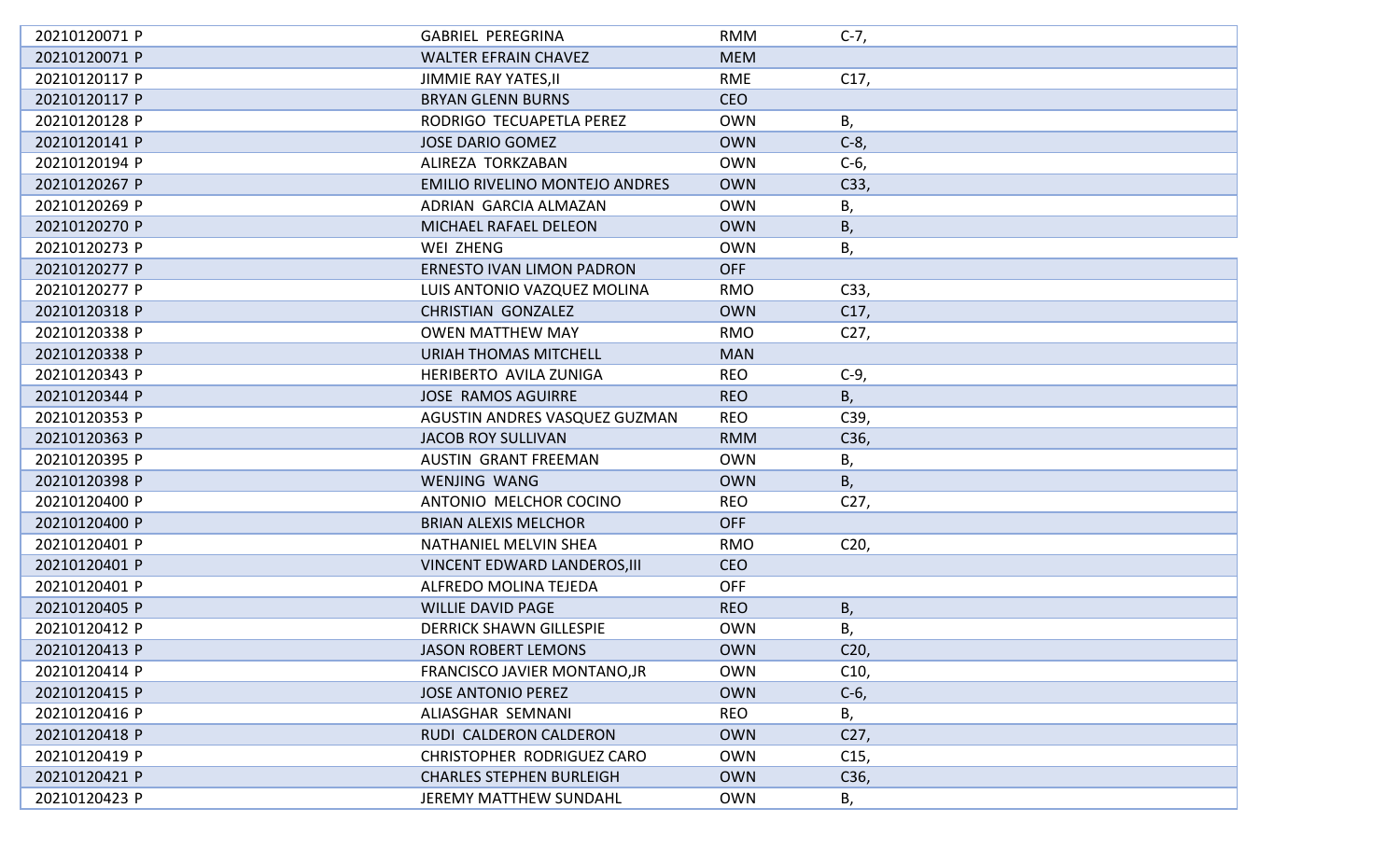| | | | |
|---|---|---|---|
| 20210120071 P | GABRIEL  PEREGRINA | RMM | C-7, |
| 20210120071 P | WALTER EFRAIN CHAVEZ | MEM | |
| 20210120117 P | JIMMIE RAY YATES,II | RME | C17, |
| 20210120117 P | BRYAN GLENN BURNS | CEO | |
| 20210120128 P | RODRIGO  TECUAPETLA PEREZ | OWN | B, |
| 20210120141 P | JOSE DARIO GOMEZ | OWN | C-8, |
| 20210120194 P | ALIREZA  TORKZABAN | OWN | C-6, |
| 20210120267 P | EMILIO RIVELINO MONTEJO ANDRES | OWN | C33, |
| 20210120269 P | ADRIAN  GARCIA ALMAZAN | OWN | B, |
| 20210120270 P | MICHAEL RAFAEL DELEON | OWN | B, |
| 20210120273 P | WEI  ZHENG | OWN | B, |
| 20210120277 P | ERNESTO IVAN LIMON PADRON | OFF | |
| 20210120277 P | LUIS ANTONIO VAZQUEZ MOLINA | RMO | C33, |
| 20210120318 P | CHRISTIAN  GONZALEZ | OWN | C17, |
| 20210120338 P | OWEN MATTHEW MAY | RMO | C27, |
| 20210120338 P | URIAH THOMAS MITCHELL | MAN | |
| 20210120343 P | HERIBERTO  AVILA ZUNIGA | REO | C-9, |
| 20210120344 P | JOSE  RAMOS AGUIRRE | REO | B, |
| 20210120353 P | AGUSTIN ANDRES VASQUEZ GUZMAN | REO | C39, |
| 20210120363 P | JACOB ROY SULLIVAN | RMM | C36, |
| 20210120395 P | AUSTIN  GRANT FREEMAN | OWN | B, |
| 20210120398 P | WENJING  WANG | OWN | B, |
| 20210120400 P | ANTONIO  MELCHOR COCINO | REO | C27, |
| 20210120400 P | BRIAN ALEXIS MELCHOR | OFF | |
| 20210120401 P | NATHANIEL MELVIN SHEA | RMO | C20, |
| 20210120401 P | VINCENT EDWARD LANDEROS,III | CEO | |
| 20210120401 P | ALFREDO MOLINA TEJEDA | OFF | |
| 20210120405 P | WILLIE DAVID PAGE | REO | B, |
| 20210120412 P | DERRICK SHAWN GILLESPIE | OWN | B, |
| 20210120413 P | JASON ROBERT LEMONS | OWN | C20, |
| 20210120414 P | FRANCISCO JAVIER MONTANO,JR | OWN | C10, |
| 20210120415 P | JOSE ANTONIO PEREZ | OWN | C-6, |
| 20210120416 P | ALIASGHAR  SEMNANI | REO | B, |
| 20210120418 P | RUDI  CALDERON CALDERON | OWN | C27, |
| 20210120419 P | CHRISTOPHER  RODRIGUEZ CARO | OWN | C15, |
| 20210120421 P | CHARLES STEPHEN BURLEIGH | OWN | C36, |
| 20210120423 P | JEREMY MATTHEW SUNDAHL | OWN | B, |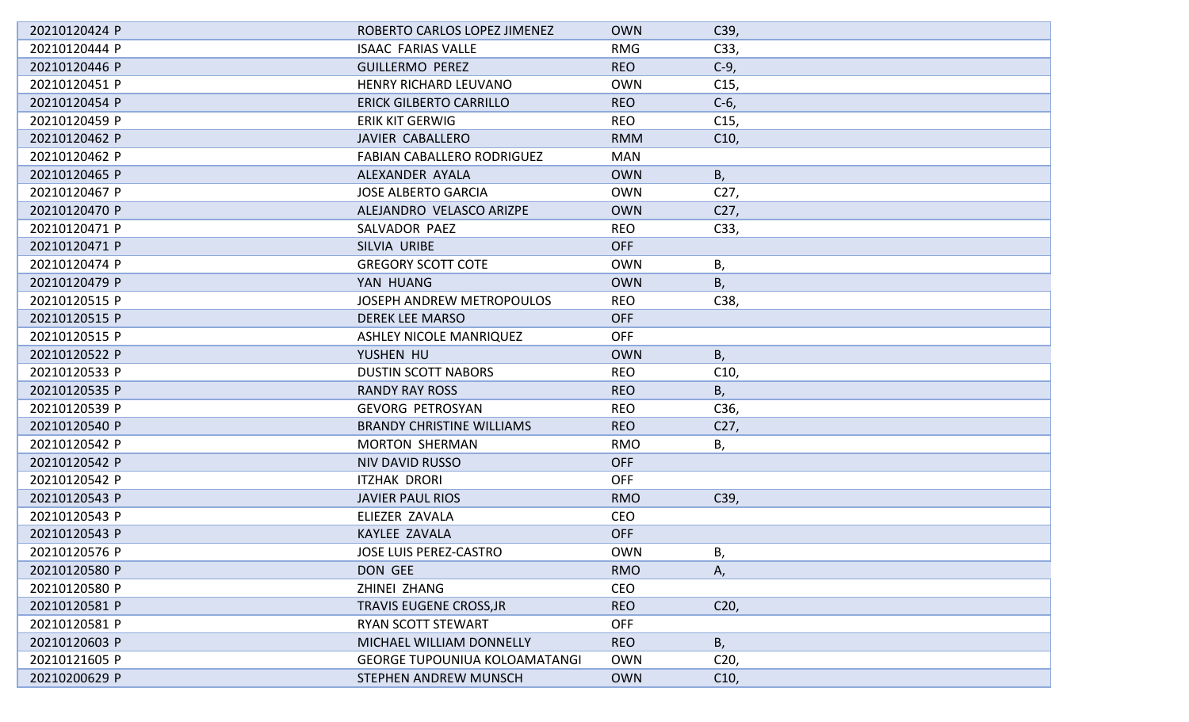| | | | |
|---|---|---|---|
| 20210120424 P | ROBERTO CARLOS LOPEZ JIMENEZ | OWN | C39, |
| 20210120444 P | ISAAC FARIAS VALLE | RMG | C33, |
| 20210120446 P | GUILLERMO PEREZ | REO | C-9, |
| 20210120451 P | HENRY RICHARD LEUVANO | OWN | C15, |
| 20210120454 P | ERICK GILBERTO CARRILLO | REO | C-6, |
| 20210120459 P | ERIK KIT GERWIG | REO | C15, |
| 20210120462 P | JAVIER CABALLERO | RMM | C10, |
| 20210120462 P | FABIAN CABALLERO RODRIGUEZ | MAN | |
| 20210120465 P | ALEXANDER AYALA | OWN | B, |
| 20210120467 P | JOSE ALBERTO GARCIA | OWN | C27, |
| 20210120470 P | ALEJANDRO VELASCO ARIZPE | OWN | C27, |
| 20210120471 P | SALVADOR PAEZ | REO | C33, |
| 20210120471 P | SILVIA URIBE | OFF | |
| 20210120474 P | GREGORY SCOTT COTE | OWN | B, |
| 20210120479 P | YAN HUANG | OWN | B, |
| 20210120515 P | JOSEPH ANDREW METROPOULOS | REO | C38, |
| 20210120515 P | DEREK LEE MARSO | OFF | |
| 20210120515 P | ASHLEY NICOLE MANRIQUEZ | OFF | |
| 20210120522 P | YUSHEN HU | OWN | B, |
| 20210120533 P | DUSTIN SCOTT NABORS | REO | C10, |
| 20210120535 P | RANDY RAY ROSS | REO | B, |
| 20210120539 P | GEVORG PETROSYAN | REO | C36, |
| 20210120540 P | BRANDY CHRISTINE WILLIAMS | REO | C27, |
| 20210120542 P | MORTON SHERMAN | RMO | B, |
| 20210120542 P | NIV DAVID RUSSO | OFF | |
| 20210120542 P | ITZHAK DRORI | OFF | |
| 20210120543 P | JAVIER PAUL RIOS | RMO | C39, |
| 20210120543 P | ELIEZER ZAVALA | CEO | |
| 20210120543 P | KAYLEE ZAVALA | OFF | |
| 20210120576 P | JOSE LUIS PEREZ-CASTRO | OWN | B, |
| 20210120580 P | DON GEE | RMO | A, |
| 20210120580 P | ZHINEI ZHANG | CEO | |
| 20210120581 P | TRAVIS EUGENE CROSS,JR | REO | C20, |
| 20210120581 P | RYAN SCOTT STEWART | OFF | |
| 20210120603 P | MICHAEL WILLIAM DONNELLY | REO | B, |
| 20210121605 P | GEORGE TUPOUNIUA KOLOAMATANGI | OWN | C20, |
| 20210200629 P | STEPHEN ANDREW MUNSCH | OWN | C10, |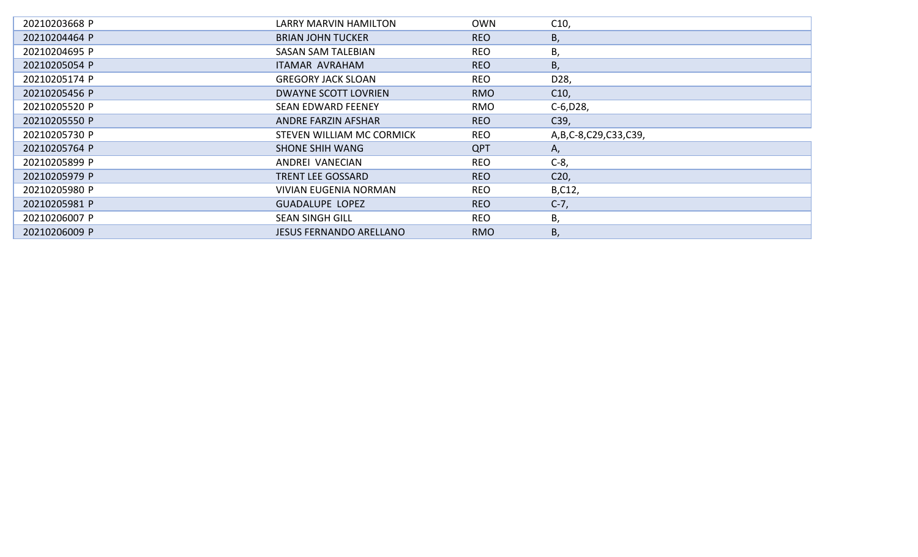| | | | |
|---|---|---|---|
| 20210203668 P | LARRY MARVIN HAMILTON | OWN | C10, |
| 20210204464 P | BRIAN JOHN TUCKER | REO | B, |
| 20210204695 P | SASAN SAM TALEBIAN | REO | B, |
| 20210205054 P | ITAMAR AVRAHAM | REO | B, |
| 20210205174 P | GREGORY JACK SLOAN | REO | D28, |
| 20210205456 P | DWAYNE SCOTT LOVRIEN | RMO | C10, |
| 20210205520 P | SEAN EDWARD FEENEY | RMO | C-6,D28, |
| 20210205550 P | ANDRE FARZIN AFSHAR | REO | C39, |
| 20210205730 P | STEVEN WILLIAM MC CORMICK | REO | A,B,C-8,C29,C33,C39, |
| 20210205764 P | SHONE SHIH WANG | QPT | A, |
| 20210205899 P | ANDREI VANECIAN | REO | C-8, |
| 20210205979 P | TRENT LEE GOSSARD | REO | C20, |
| 20210205980 P | VIVIAN EUGENIA NORMAN | REO | B,C12, |
| 20210205981 P | GUADALUPE LOPEZ | REO | C-7, |
| 20210206007 P | SEAN SINGH GILL | REO | B, |
| 20210206009 P | JESUS FERNANDO ARELLANO | RMO | B, |